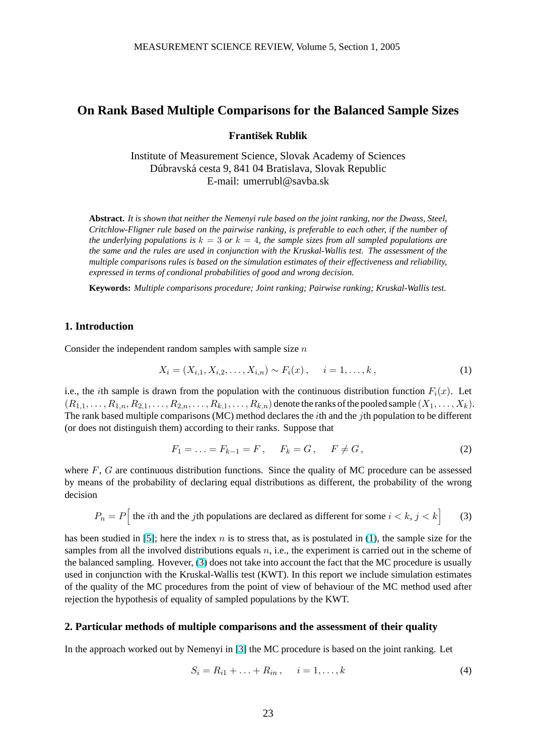# On Rank Based Multiple Comparisons for the Balanced Sample Sizes

**František Rublík**

Institute of Measurement Science, Slovak Academy of Sciences
Dúbravská cesta 9, 841 04 Bratislava, Slovak Republic
E-mail: umerrubl@savba.sk

**Abstract.** *It is shown that neither the Nemenyi rule based on the joint ranking, nor the Dwass, Steel, Critchlow-Fligner rule based on the pairwise ranking, is preferable to each other, if the number of the underlying populations is $k = 3$ or $k = 4$, the sample sizes from all sampled populations are the same and the rules are used in conjunction with the Kruskal-Wallis test. The assessment of the multiple comparisons rules is based on the simulation estimates of their effectiveness and reliability, expressed in terms of condional probabilities of good and wrong decision.*

**Keywords:** *Multiple comparisons procedure; Joint ranking; Pairwise ranking; Kruskal-Wallis test.*

## 1. Introduction

Consider the independent random samples with sample size $n$

$$X_i = (X_{i,1}, X_{i,2}, \ldots, X_{i,n}) \sim F_i(x)\,, \quad i = 1, \ldots, k\,, \tag{1}$$

i.e., the $i$th sample is drawn from the population with the continuous distribution function $F_i(x)$. Let $(R_{1,1}, \ldots, R_{1,n}, R_{2,1}, \ldots, R_{2,n}, \ldots, R_{k,1}, \ldots, R_{k,n})$ denote the ranks of the pooled sample $(X_1, \ldots, X_k)$. The rank based multiple comparisons (MC) method declares the $i$th and the $j$th population to be different (or does not distinguish them) according to their ranks. Suppose that

$$F_1 = \ldots = F_{k-1} = F\,, \quad F_k = G\,, \quad F \neq G\,, \tag{2}$$

where $F$, $G$ are continuous distribution functions. Since the quality of MC procedure can be assessed by means of the probability of declaring equal distributions as different, the probability of the wrong decision

$$P_n = P\Big[\text{ the } i\text{th and the } j\text{th populations are declared as different for some } i < k,\, j < k\Big] \tag{3}$$

has been studied in [5]; here the index $n$ is to stress that, as is postulated in (1), the sample size for the samples from all the involved distributions equals $n$, i.e., the experiment is carried out in the scheme of the balanced sampling. Hovever, (3) does not take into account the fact that the MC procedure is usually used in conjunction with the Kruskal-Wallis test (KWT). In this report we include simulation estimates of the quality of the MC procedures from the point of view of behaviour of the MC method used after rejection the hypothesis of equality of sampled populations by the KWT.

## 2. Particular methods of multiple comparisons and the assessment of their quality

In the approach worked out by Nemenyi in [3] the MC procedure is based on the joint ranking. Let

$$S_i = R_{i1} + \ldots + R_{in}\,, \quad i = 1, \ldots, k \tag{4}$$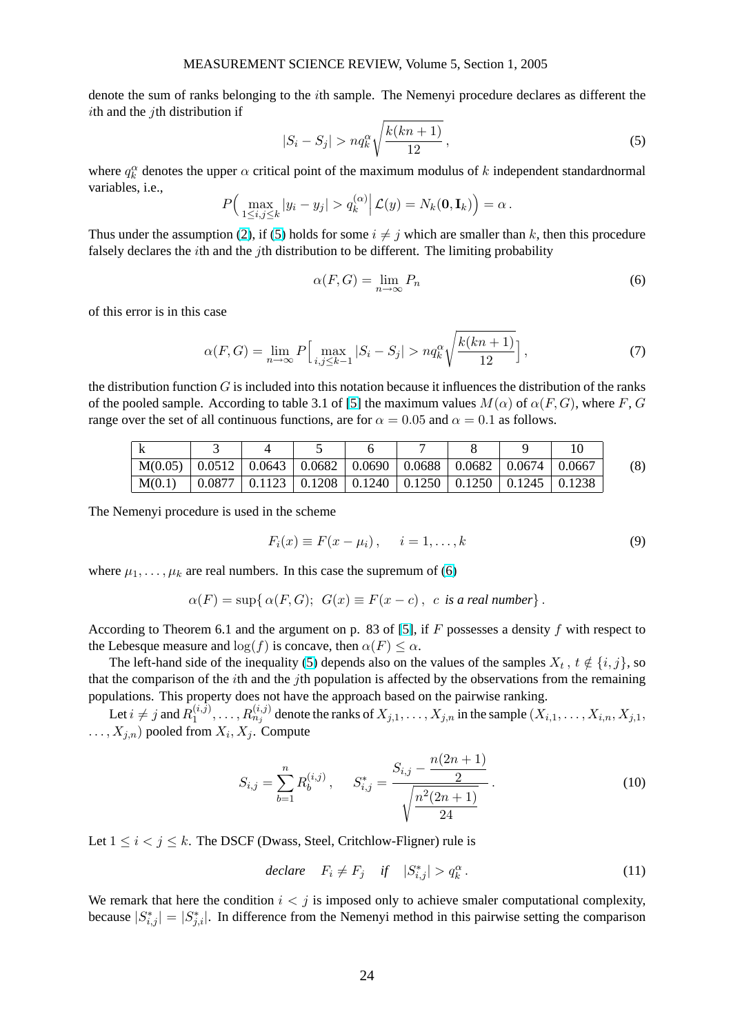denote the sum of ranks belonging to the $i$th sample. The Nemenyi procedure declares as different the $i$th and the $j$th distribution if

$$|S_i - S_j| > nq_k^\alpha \sqrt{\frac{k(kn+1)}{12}}\,, \tag{5}$$

where $q_k^\alpha$ denotes the upper $\alpha$ critical point of the maximum modulus of $k$ independent standardnormal variables, i.e.,

$$P\Big(\max_{1\le i,j\le k} |y_i - y_j| > q_k^{(\alpha)} \Big| \mathcal{L}(y) = N_k(\mathbf{0}, \mathbf{I}_k)\Big) = \alpha\,.$$

Thus under the assumption (2), if (5) holds for some $i \neq j$ which are smaller than $k$, then this procedure falsely declares the $i$th and the $j$th distribution to be different. The limiting probability

$$\alpha(F,G) = \lim_{n\to\infty} P_n \tag{6}$$

of this error is in this case

$$\alpha(F,G) = \lim_{n\to\infty} P\Big[\max_{i,j\le k-1} |S_i - S_j| > nq_k^\alpha \sqrt{\frac{k(kn+1)}{12}}\Big]\,, \tag{7}$$

the distribution function $G$ is included into this notation because it influences the distribution of the ranks of the pooled sample. According to table 3.1 of [5] the maximum values $M(\alpha)$ of $\alpha(F,G)$, where $F$, $G$ range over the set of all continuous functions, are for $\alpha = 0.05$ and $\alpha = 0.1$ as follows.

| k | 3 | 4 | 5 | 6 | 7 | 8 | 9 | 10 |
|---|---|---|---|---|---|---|---|---|
| M(0.05) | 0.0512 | 0.0643 | 0.0682 | 0.0690 | 0.0688 | 0.0682 | 0.0674 | 0.0667 |
| M(0.1) | 0.0877 | 0.1123 | 0.1208 | 0.1240 | 0.1250 | 0.1250 | 0.1245 | 0.1238 |

(8)

The Nemenyi procedure is used in the scheme

$$F_i(x) \equiv F(x - \mu_i)\,, \qquad i = 1, \ldots, k \tag{9}$$

where $\mu_1, \ldots, \mu_k$ are real numbers. In this case the supremum of (6)

$$\alpha(F) = \sup\{\,\alpha(F,G);\ G(x) \equiv F(x-c)\,,\ c \textit{ is a real number}\}\,.$$

According to Theorem 6.1 and the argument on p. 83 of [5], if $F$ possesses a density $f$ with respect to the Lebesque measure and $\log(f)$ is concave, then $\alpha(F) \le \alpha$.

The left-hand side of the inequality (5) depends also on the values of the samples $X_t$, $t \notin \{i,j\}$, so that the comparison of the $i$th and the $j$th population is affected by the observations from the remaining populations. This property does not have the approach based on the pairwise ranking.

Let $i \neq j$ and $R_1^{(i,j)}, \ldots, R_{n_j}^{(i,j)}$ denote the ranks of $X_{j,1}, \ldots, X_{j,n}$ in the sample $(X_{i,1}, \ldots, X_{i,n}, X_{j,1}, \ldots, X_{j,n})$ pooled from $X_i, X_j$. Compute

$$S_{i,j} = \sum_{b=1}^{n} R_b^{(i,j)}\,, \qquad S_{i,j}^* = \frac{S_{i,j} - \dfrac{n(2n+1)}{2}}{\sqrt{\dfrac{n^2(2n+1)}{24}}}\,. \tag{10}$$

Let $1 \le i < j \le k$. The DSCF (Dwass, Steel, Critchlow-Fligner) rule is

$$\textit{declare} \quad F_i \neq F_j \quad \textit{if} \quad |S_{i,j}^*| > q_k^\alpha\,. \tag{11}$$

We remark that here the condition $i < j$ is imposed only to achieve smaler computational complexity, because $|S_{i,j}^*| = |S_{j,i}^*|$. In difference from the Nemenyi method in this pairwise setting the comparison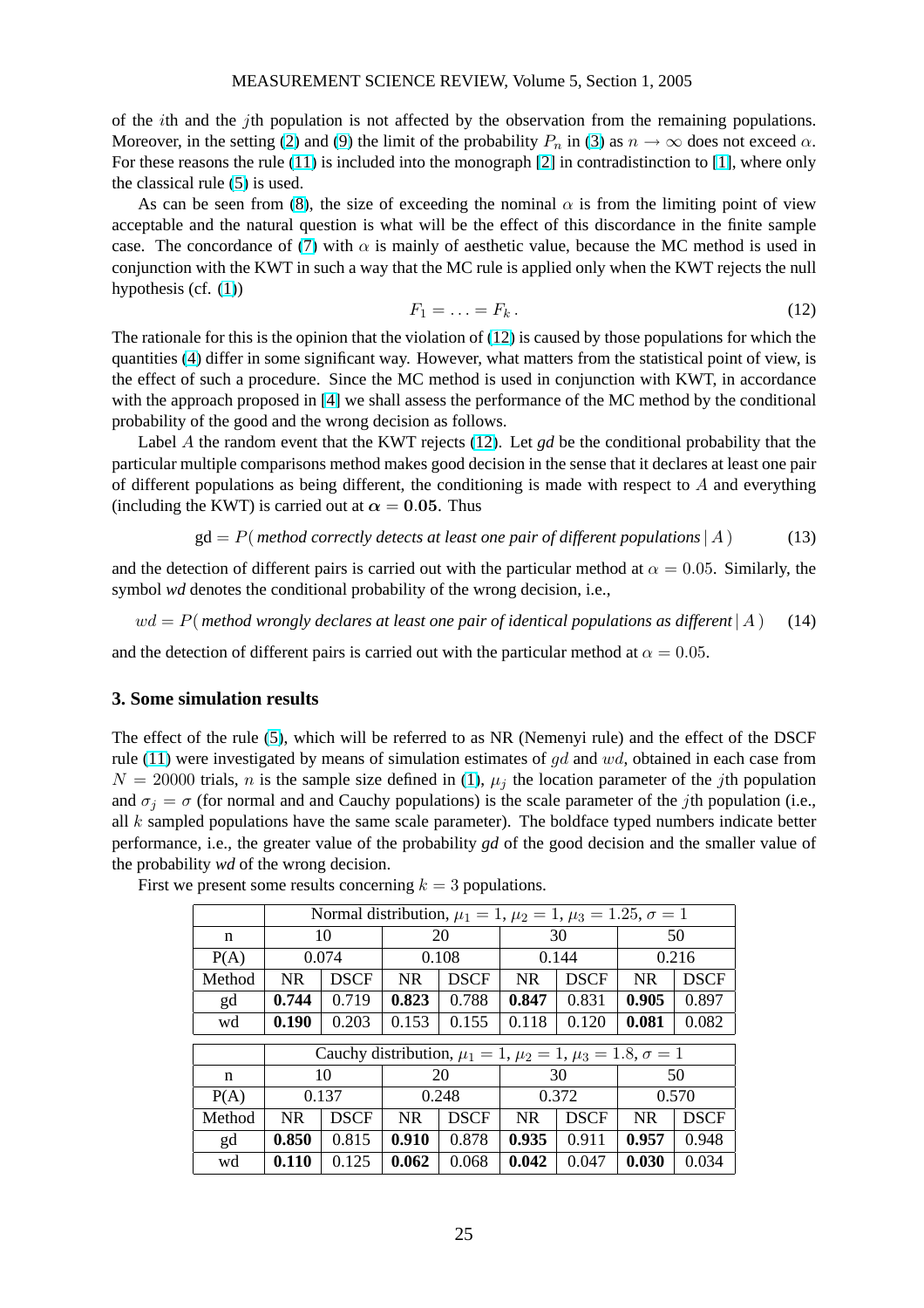of the $i$th and the $j$th population is not affected by the observation from the remaining populations. Moreover, in the setting (2) and (9) the limit of the probability $P_n$ in (3) as $n \to \infty$ does not exceed $\alpha$. For these reasons the rule (11) is included into the monograph [2] in contradistinction to [1], where only the classical rule (5) is used.

As can be seen from (8), the size of exceeding the nominal $\alpha$ is from the limiting point of view acceptable and the natural question is what will be the effect of this discordance in the finite sample case. The concordance of (7) with $\alpha$ is mainly of aesthetic value, because the MC method is used in conjunction with the KWT in such a way that the MC rule is applied only when the KWT rejects the null hypothesis (cf. (1))

$$F_1 = \ldots = F_k\,. \tag{12}$$

The rationale for this is the opinion that the violation of (12) is caused by those populations for which the quantities (4) differ in some significant way. However, what matters from the statistical point of view, is the effect of such a procedure. Since the MC method is used in conjunction with KWT, in accordance with the approach proposed in [4] we shall assess the performance of the MC method by the conditional probability of the good and the wrong decision as follows.

Label $A$ the random event that the KWT rejects (12). Let *gd* be the conditional probability that the particular multiple comparisons method makes good decision in the sense that it declares at least one pair of different populations as being different, the conditioning is made with respect to $A$ and everything (including the KWT) is carried out at $\boldsymbol{\alpha = 0.05}$. Thus

$$\text{gd} = P(\,\textit{method correctly detects at least one pair of different populations}\,|\,A\,) \tag{13}$$

and the detection of different pairs is carried out with the particular method at $\alpha = 0.05$. Similarly, the symbol *wd* denotes the conditional probability of the wrong decision, i.e.,

$$wd = P(\,\textit{method wrongly declares at least one pair of identical populations as different}\,|\,A\,) \tag{14}$$

and the detection of different pairs is carried out with the particular method at $\alpha = 0.05$.

## 3. Some simulation results

The effect of the rule (5), which will be referred to as NR (Nemenyi rule) and the effect of the DSCF rule (11) were investigated by means of simulation estimates of $gd$ and $wd$, obtained in each case from $N = 20000$ trials, $n$ is the sample size defined in (1), $\mu_j$ the location parameter of the $j$th population and $\sigma_j = \sigma$ (for normal and and Cauchy populations) is the scale parameter of the $j$th population (i.e., all $k$ sampled populations have the same scale parameter). The boldface typed numbers indicate better performance, i.e., the greater value of the probability *gd* of the good decision and the smaller value of the probability *wd* of the wrong decision.

First we present some results concerning $k = 3$ populations.

| | Normal distribution, $\mu_1 = 1$, $\mu_2 = 1$, $\mu_3 = 1.25$, $\sigma = 1$ | | | | | | | |
|---|---|---|---|---|---|---|---|---|
| n | 10 | | 20 | | 30 | | 50 | |
| P(A) | 0.074 | | 0.108 | | 0.144 | | 0.216 | |
| Method | NR | DSCF | NR | DSCF | NR | DSCF | NR | DSCF |
| gd | **0.744** | 0.719 | **0.823** | 0.788 | **0.847** | 0.831 | **0.905** | 0.897 |
| wd | **0.190** | 0.203 | 0.153 | 0.155 | 0.118 | 0.120 | **0.081** | 0.082 |

| | Cauchy distribution, $\mu_1 = 1$, $\mu_2 = 1$, $\mu_3 = 1.8$, $\sigma = 1$ | | | | | | | |
|---|---|---|---|---|---|---|---|---|
| n | 10 | | 20 | | 30 | | 50 | |
| P(A) | 0.137 | | 0.248 | | 0.372 | | 0.570 | |
| Method | NR | DSCF | NR | DSCF | NR | DSCF | NR | DSCF |
| gd | **0.850** | 0.815 | **0.910** | 0.878 | **0.935** | 0.911 | **0.957** | 0.948 |
| wd | **0.110** | 0.125 | **0.062** | 0.068 | **0.042** | 0.047 | **0.030** | 0.034 |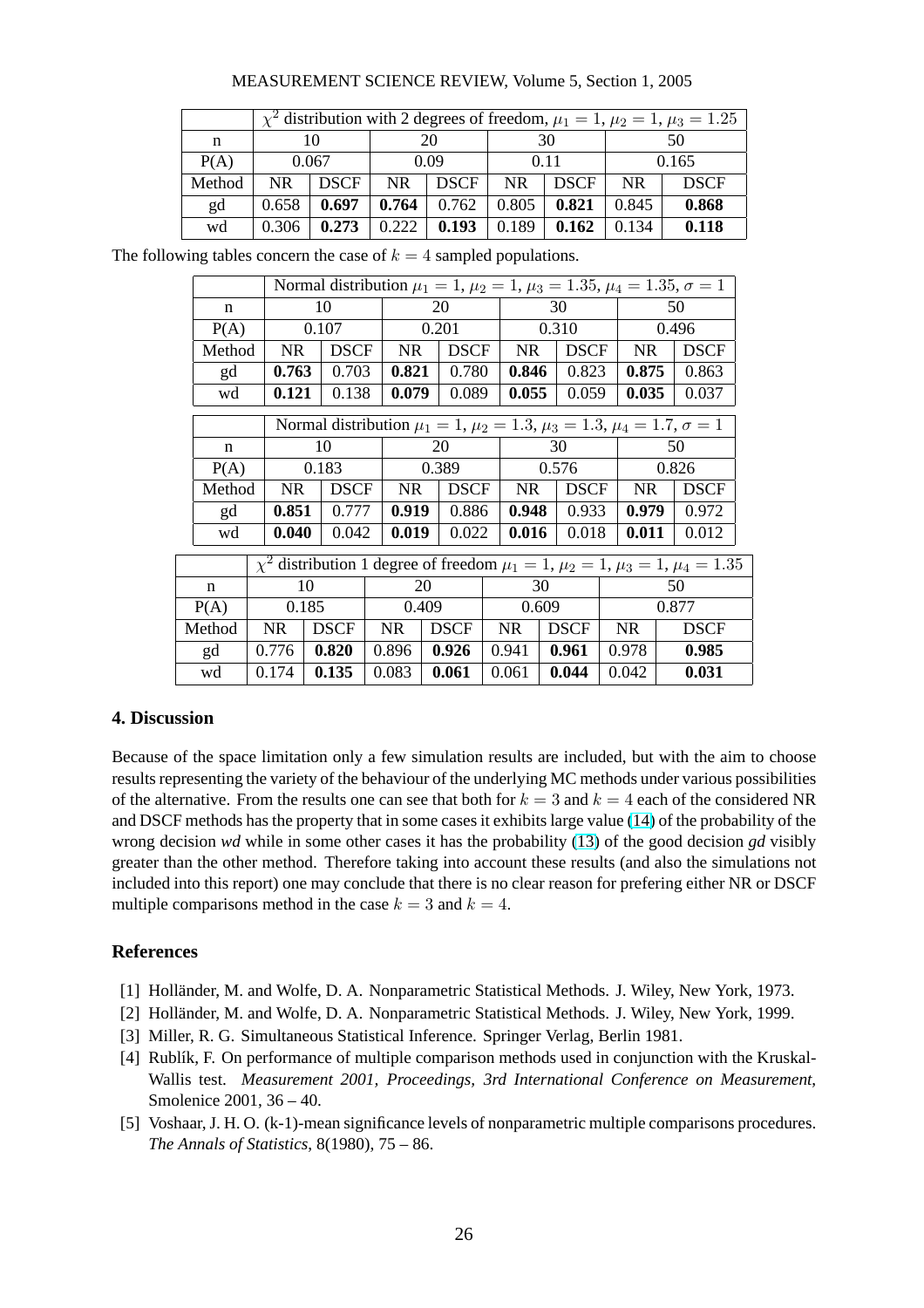| | $\chi^2$ distribution with 2 degrees of freedom, $\mu_1 = 1$, $\mu_2 = 1$, $\mu_3 = 1.25$ | | | | | | | |
|---|---|---|---|---|---|---|---|---|
| n | 10 | | 20 | | 30 | | 50 | |
| P(A) | 0.067 | | 0.09 | | 0.11 | | 0.165 | |
| Method | NR | DSCF | NR | DSCF | NR | DSCF | NR | DSCF |
| gd | 0.658 | **0.697** | **0.764** | 0.762 | 0.805 | **0.821** | 0.845 | **0.868** |
| wd | 0.306 | **0.273** | 0.222 | **0.193** | 0.189 | **0.162** | 0.134 | **0.118** |

The following tables concern the case of $k = 4$ sampled populations.

| | Normal distribution $\mu_1 = 1$, $\mu_2 = 1$, $\mu_3 = 1.35$, $\mu_4 = 1.35$, $\sigma = 1$ | | | | | | | |
|---|---|---|---|---|---|---|---|---|
| n | 10 | | 20 | | 30 | | 50 | |
| P(A) | 0.107 | | 0.201 | | 0.310 | | 0.496 | |
| Method | NR | DSCF | NR | DSCF | NR | DSCF | NR | DSCF |
| gd | **0.763** | 0.703 | **0.821** | 0.780 | **0.846** | 0.823 | **0.875** | 0.863 |
| wd | **0.121** | 0.138 | **0.079** | 0.089 | **0.055** | 0.059 | **0.035** | 0.037 |

| | Normal distribution $\mu_1 = 1$, $\mu_2 = 1.3$, $\mu_3 = 1.3$, $\mu_4 = 1.7$, $\sigma = 1$ | | | | | | | |
|---|---|---|---|---|---|---|---|---|
| n | 10 | | 20 | | 30 | | 50 | |
| P(A) | 0.183 | | 0.389 | | 0.576 | | 0.826 | |
| Method | NR | DSCF | NR | DSCF | NR | DSCF | NR | DSCF |
| gd | **0.851** | 0.777 | **0.919** | 0.886 | **0.948** | 0.933 | **0.979** | 0.972 |
| wd | **0.040** | 0.042 | **0.019** | 0.022 | **0.016** | 0.018 | **0.011** | 0.012 |

| | $\chi^2$ distribution 1 degree of freedom $\mu_1 = 1$, $\mu_2 = 1$, $\mu_3 = 1$, $\mu_4 = 1.35$ | | | | | | | |
|---|---|---|---|---|---|---|---|---|
| n | 10 | | 20 | | 30 | | 50 | |
| P(A) | 0.185 | | 0.409 | | 0.609 | | 0.877 | |
| Method | NR | DSCF | NR | DSCF | NR | DSCF | NR | DSCF |
| gd | 0.776 | **0.820** | 0.896 | **0.926** | 0.941 | **0.961** | 0.978 | **0.985** |
| wd | 0.174 | **0.135** | 0.083 | **0.061** | 0.061 | **0.044** | 0.042 | **0.031** |

### 4. Discussion

Because of the space limitation only a few simulation results are included, but with the aim to choose results representing the variety of the behaviour of the underlying MC methods under various possibilities of the alternative. From the results one can see that both for $k = 3$ and $k = 4$ each of the considered NR and DSCF methods has the property that in some cases it exhibits large value (14) of the probability of the wrong decision *wd* while in some other cases it has the probability (13) of the good decision *gd* visibly greater than the other method. Therefore taking into account these results (and also the simulations not included into this report) one may conclude that there is no clear reason for prefering either NR or DSCF multiple comparisons method in the case $k = 3$ and $k = 4$.

### References

[1] Holländer, M. and Wolfe, D. A. Nonparametric Statistical Methods. J. Wiley, New York, 1973.

[2] Holländer, M. and Wolfe, D. A. Nonparametric Statistical Methods. J. Wiley, New York, 1999.

[3] Miller, R. G. Simultaneous Statistical Inference. Springer Verlag, Berlin 1981.

[4] Rublík, F. On performance of multiple comparison methods used in conjunction with the Kruskal-Wallis test. *Measurement 2001, Proceedings, 3rd International Conference on Measurement*, Smolenice 2001, 36 – 40.

[5] Voshaar, J. H. O. (k-1)-mean significance levels of nonparametric multiple comparisons procedures. *The Annals of Statistics*, 8(1980), 75 – 86.